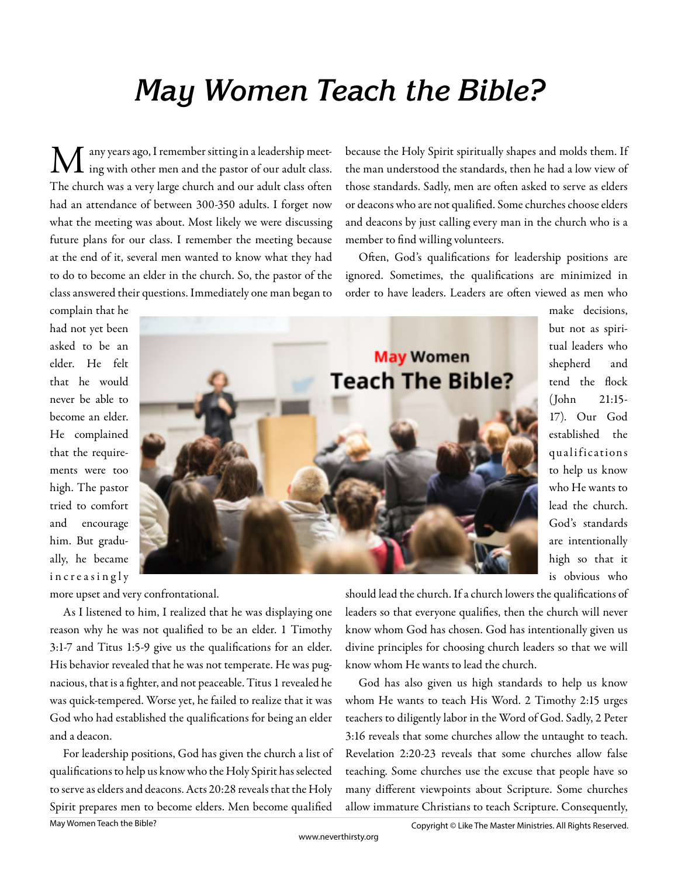# May Women Teach the Bible?

Many years ago, I remember sitting in a leadership meeting with other men and the pastor of our adult class. The church was a very large church and our adult class often had an attendance of between 300-350 adults. I forget now what the meeting was about. Most likely we were discussing future plans for our class. I remember the meeting because at the end of it, several men wanted to know what they had to do to become an elder in the church. So, the pastor of the class answered their questions. Immediately one man began to complain that he had not yet been asked to be an elder. He felt that he would never be able to become an elder. He complained that the requirements were too high. The pastor tried to comfort and encourage him. But gradually, he became increasingly more upset and very confrontational.

As I listened to him, I realized that he was displaying one reason why he was not qualified to be an elder. 1 Timothy 3:1-7 and Titus 1:5-9 give us the qualifications for an elder. His behavior revealed that he was not temperate. He was pugnacious, that is a fighter, and not peaceable. Titus 1 revealed he was quick-tempered. Worse yet, he failed to realize that it was God who had established the qualifications for being an elder and a deacon.

For leadership positions, God has given the church a list of qualifications to help us know who the Holy Spirit has selected to serve as elders and deacons. Acts 20:28 reveals that the Holy Spirit prepares men to become elders. Men become qualified because the Holy Spirit spiritually shapes and molds them. If the man understood the standards, then he had a low view of those standards. Sadly, men are often asked to serve as elders or deacons who are not qualified. Some churches choose elders and deacons by just calling every man in the church who is a member to find willing volunteers.

Often, God's qualifications for leadership positions are ignored. Sometimes, the qualifications are minimized in order to have leaders. Leaders are often viewed as men who make decisions, but not as spiritual leaders who shepherd and tend the flock (John 21:15-17). Our God established the qualifications to help us know who He wants to lead the church. God's standards are intentionally high so that it is obvious who should lead the church. If a church lowers the qualifications of leaders so that everyone qualifies, then the church will never know whom God has chosen. God has intentionally given us divine principles for choosing church leaders so that we will know whom He wants to lead the church.

God has also given us high standards to help us know whom He wants to teach His Word. 2 Timothy 2:15 urges teachers to diligently labor in the Word of God. Sadly, 2 Peter 3:16 reveals that some churches allow the untaught to teach. Revelation 2:20-23 reveals that some churches allow false teaching. Some churches use the excuse that people have so many different viewpoints about Scripture. Some churches allow immature Christians to teach Scripture. Consequently,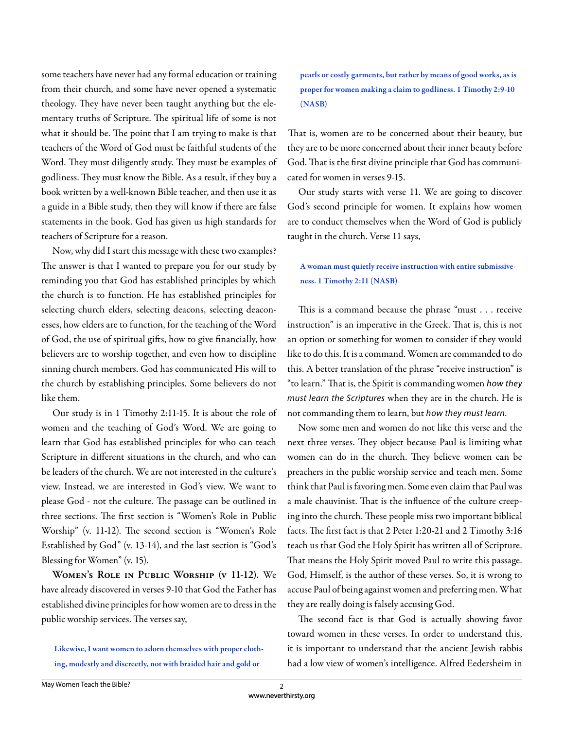some teachers have never had any formal education or training from their church, and some have never opened a systematic theology. They have never been taught anything but the elementary truths of Scripture. The spiritual life of some is not what it should be. The point that I am trying to make is that teachers of the Word of God must be faithful students of the Word. They must diligently study. They must be examples of godliness. They must know the Bible. As a result, if they buy a book written by a well-known Bible teacher, and then use it as a guide in a Bible study, then they will know if there are false statements in the book. God has given us high standards for teachers of Scripture for a reason.

Now, why did I start this message with these two examples? The answer is that I wanted to prepare you for our study by reminding you that God has established principles by which the church is to function. He has established principles for selecting church elders, selecting deacons, selecting deaconesses, how elders are to function, for the teaching of the Word of God, the use of spiritual gifts, how to give financially, how believers are to worship together, and even how to discipline sinning church members. God has communicated His will to the church by establishing principles. Some believers do not like them.

Our study is in 1 Timothy 2:11-15. It is about the role of women and the teaching of God's Word. We are going to learn that God has established principles for who can teach Scripture in different situations in the church, and who can be leaders of the church. We are not interested in the culture's view. Instead, we are interested in God's view. We want to please God - not the culture. The passage can be outlined in three sections. The first section is "Women's Role in Public Worship" (v. 11-12). The second section is "Women's Role Established by God" (v. 13-14), and the last section is "God's Blessing for Women" (v. 15).

**Women's Role in Public Worship (v 11-12).** We have already discovered in verses 9-10 that God the Father has established divine principles for how women are to dress in the public worship services. The verses say,

> **Likewise, I want women to adorn themselves with proper clothing, modestly and discreetly, not with braided hair and gold or pearls or costly garments, but rather by means of good works, as is proper for women making a claim to godliness. 1 Timothy 2:9-10 (NASB)**

That is, women are to be concerned about their beauty, but they are to be more concerned about their inner beauty before God. That is the first divine principle that God has communicated for women in verses 9-15.

Our study starts with verse 11. We are going to discover God's second principle for women. It explains how women are to conduct themselves when the Word of God is publicly taught in the church. Verse 11 says,

> **A woman must quietly receive instruction with entire submissiveness. 1 Timothy 2:11 (NASB)**

This is a command because the phrase "must . . . receive instruction" is an imperative in the Greek. That is, this is not an option or something for women to consider if they would like to do this. It is a command. Women are commanded to do this. A better translation of the phrase "receive instruction" is "to learn." That is, the Spirit is commanding women *how they must learn the Scriptures* when they are in the church. He is not commanding them to learn, but *how they must learn*.

Now some men and women do not like this verse and the next three verses. They object because Paul is limiting what women can do in the church. They believe women can be preachers in the public worship service and teach men. Some think that Paul is favoring men. Some even claim that Paul was a male chauvinist. That is the influence of the culture creeping into the church. These people miss two important biblical facts. The first fact is that 2 Peter 1:20-21 and 2 Timothy 3:16 teach us that God the Holy Spirit has written all of Scripture. That means the Holy Spirit moved Paul to write this passage. God, Himself, is the author of these verses. So, it is wrong to accuse Paul of being against women and preferring men. What they are really doing is falsely accusing God.

The second fact is that God is actually showing favor toward women in these verses. In order to understand this, it is important to understand that the ancient Jewish rabbis had a low view of women's intelligence. Alfred Eedersheim in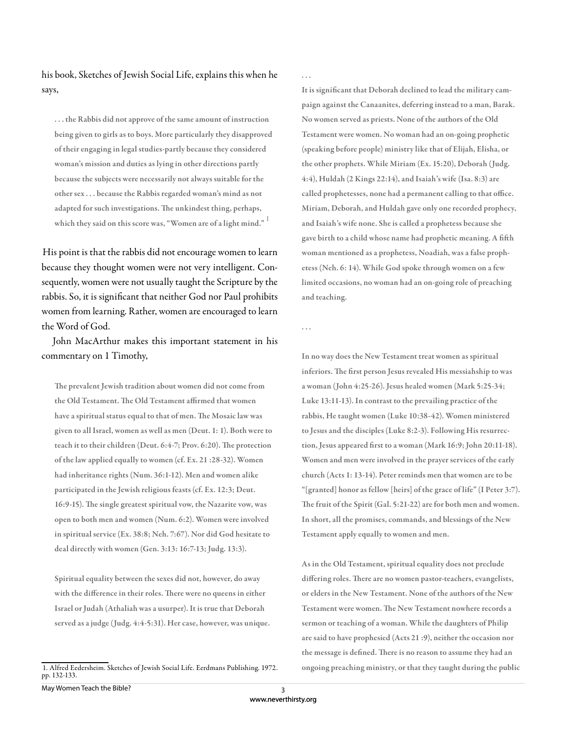his book, Sketches of Jewish Social Life, explains this when he says,

> . . . the Rabbis did not approve of the same amount of instruction being given to girls as to boys. More particularly they disapproved of their engaging in legal studies-partly because they considered woman's mission and duties as lying in other directions partly because the subjects were necessarily not always suitable for the other sex . . . because the Rabbis regarded woman's mind as not adapted for such investigations. The unkindest thing, perhaps, which they said on this score was, "Women are of a light mind." [1]

His point is that the rabbis did not encourage women to learn because they thought women were not very intelligent. Consequently, women were not usually taught the Scripture by the rabbis. So, it is significant that neither God nor Paul prohibits women from learning. Rather, women are encouraged to learn the Word of God.

John MacArthur makes this important statement in his commentary on 1 Timothy,

> The prevalent Jewish tradition about women did not come from the Old Testament. The Old Testament affirmed that women have a spiritual status equal to that of men. The Mosaic law was given to all Israel, women as well as men (Deut. 1: 1). Both were to teach it to their children (Deut. 6:4-7; Prov. 6:20). The protection of the law applied equally to women (cf. Ex. 21 :28-32). Women had inheritance rights (Num. 36:1-12). Men and women alike participated in the Jewish religious feasts (cf. Ex. 12:3; Deut. 16:9-15). The single greatest spiritual vow, the Nazarite vow, was open to both men and women (Num. 6:2). Women were involved in spiritual service (Ex. 38:8; Neh. 7:67). Nor did God hesitate to deal directly with women (Gen. 3:13: 16:7-13; Judg. 13:3).
>
> Spiritual equality between the sexes did not, however, do away with the difference in their roles. There were no queens in either Israel or Judah (Athaliah was a usurper). It is true that Deborah served as a judge (Judg. 4:4-5:31). Her case, however, was unique.
>
> . . .
>
> It is significant that Deborah declined to lead the military campaign against the Canaanites, deferring instead to a man, Barak. No women served as priests. None of the authors of the Old Testament were women. No woman had an on-going prophetic (speaking before people) ministry like that of Elijah, Elisha, or the other prophets. While Miriam (Ex. 15:20), Deborah (Judg. 4:4), Huldah (2 Kings 22:14), and Isaiah's wife (Isa. 8:3) are called prophetesses, none had a permanent calling to that office. Miriam, Deborah, and Huldah gave only one recorded prophecy, and Isaiah's wife none. She is called a prophetess because she gave birth to a child whose name had prophetic meaning. A fifth woman mentioned as a prophetess, Noadiah, was a false prophetess (Neh. 6: 14). While God spoke through women on a few limited occasions, no woman had an on-going role of preaching and teaching.
>
> . . .
>
> In no way does the New Testament treat women as spiritual inferiors. The first person Jesus revealed His messiahship to was a woman (John 4:25-26). Jesus healed women (Mark 5:25-34; Luke 13:11-13). In contrast to the prevailing practice of the rabbis, He taught women (Luke 10:38-42). Women ministered to Jesus and the disciples (Luke 8:2-3). Following His resurrection, Jesus appeared first to a woman (Mark 16:9; John 20:11-18). Women and men were involved in the prayer services of the early church (Acts 1: 13-14). Peter reminds men that women are to be "[granted] honor as fellow [heirs] of the grace of life" (I Peter 3:7). The fruit of the Spirit (Gal. 5:21-22) are for both men and women. In short, all the promises, commands, and blessings of the New Testament apply equally to women and men.
>
> As in the Old Testament, spiritual equality does not preclude differing roles. There are no women pastor-teachers, evangelists, or elders in the New Testament. None of the authors of the New Testament were women. The New Testament nowhere records a sermon or teaching of a woman. While the daughters of Philip are said to have prophesied (Acts 21 :9), neither the occasion nor the message is defined. There is no reason to assume they had an ongoing preaching ministry, or that they taught during the public

---

1. Alfred Eedersheim. Sketches of Jewish Social Life. Eerdmans Publishing. 1972. pp. 132-133.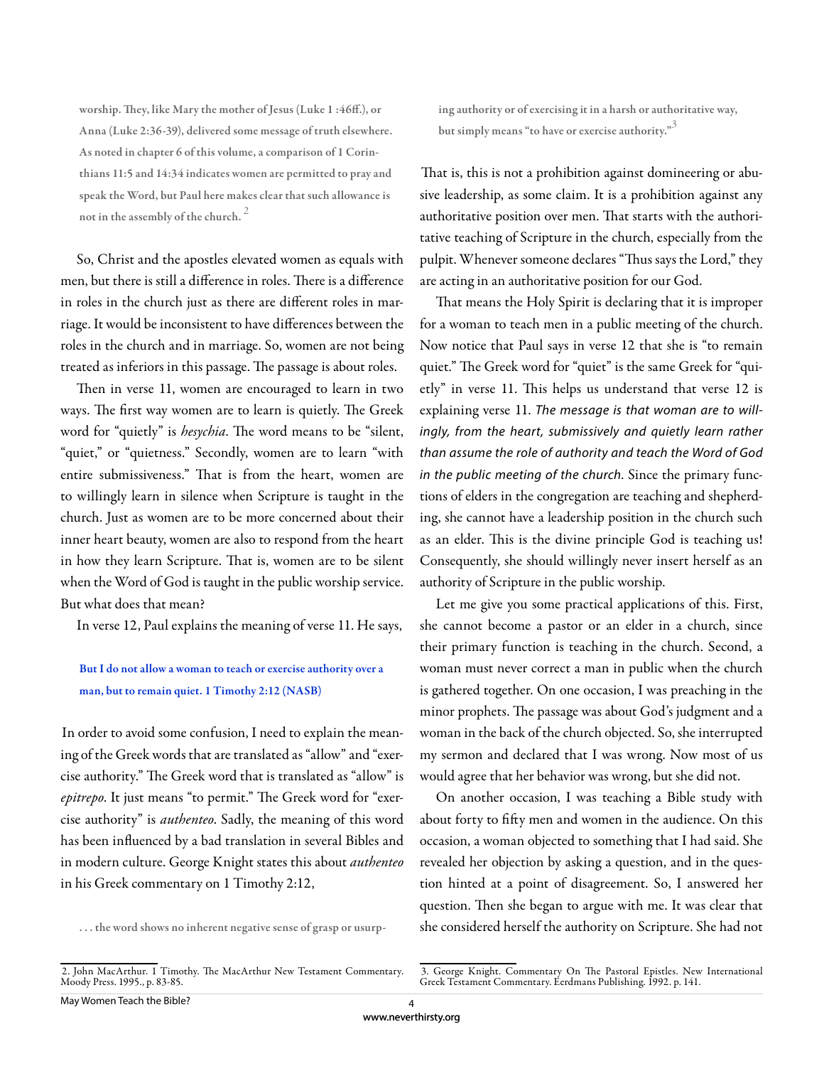> worship. They, like Mary the mother of Jesus (Luke 1 :46ff.), or Anna (Luke 2:36-39), delivered some message of truth elsewhere. As noted in chapter 6 of this volume, a comparison of 1 Corinthians 11:5 and 14:34 indicates women are permitted to pray and speak the Word, but Paul here makes clear that such allowance is not in the assembly of the church. [2]

So, Christ and the apostles elevated women as equals with men, but there is still a difference in roles. There is a difference in roles in the church just as there are different roles in marriage. It would be inconsistent to have differences between the roles in the church and in marriage. So, women are not being treated as inferiors in this passage. The passage is about roles.

Then in verse 11, women are encouraged to learn in two ways. The first way women are to learn is quietly. The Greek word for "quietly" is *hesychia*. The word means to be "silent," "quiet," or "quietness." Secondly, women are to learn "with entire submissiveness." That is from the heart, women are to willingly learn in silence when Scripture is taught in the church. Just as women are to be more concerned about their inner heart beauty, women are also to respond from the heart in how they learn Scripture. That is, women are to be silent when the Word of God is taught in the public worship service. But what does that mean?

In verse 12, Paul explains the meaning of verse 11. He says,

> **But I do not allow a woman to teach or exercise authority over a man, but to remain quiet. 1 Timothy 2:12 (NASB)**

In order to avoid some confusion, I need to explain the meaning of the Greek words that are translated as "allow" and "exercise authority." The Greek word that is translated as "allow" is *epitrepo*. It just means "to permit." The Greek word for "exercise authority" is *authenteo*. Sadly, the meaning of this word has been influenced by a bad translation in several Bibles and in modern culture. George Knight states this about *authenteo* in his Greek commentary on 1 Timothy 2:12,

> . . . the word shows no inherent negative sense of grasp or usurping authority or of exercising it in a harsh or authoritative way, but simply means "to have or exercise authority."[3]

That is, this is not a prohibition against domineering or abusive leadership, as some claim. It is a prohibition against any authoritative position over men. That starts with the authoritative teaching of Scripture in the church, especially from the pulpit. Whenever someone declares "Thus says the Lord," they are acting in an authoritative position for our God.

That means the Holy Spirit is declaring that it is improper for a woman to teach men in a public meeting of the church. Now notice that Paul says in verse 12 that she is "to remain quiet." The Greek word for "quiet" is the same Greek for "quietly" in verse 11. This helps us understand that verse 12 is explaining verse 11. *The message is that woman are to willingly, from the heart, submissively and quietly learn rather than assume the role of authority and teach the Word of God in the public meeting of the church.* Since the primary functions of elders in the congregation are teaching and shepherding, she cannot have a leadership position in the church such as an elder. This is the divine principle God is teaching us! Consequently, she should willingly never insert herself as an authority of Scripture in the public worship.

Let me give you some practical applications of this. First, she cannot become a pastor or an elder in a church, since their primary function is teaching in the church. Second, a woman must never correct a man in public when the church is gathered together. On one occasion, I was preaching in the minor prophets. The passage was about God's judgment and a woman in the back of the church objected. So, she interrupted my sermon and declared that I was wrong. Now most of us would agree that her behavior was wrong, but she did not.

On another occasion, I was teaching a Bible study with about forty to fifty men and women in the audience. On this occasion, a woman objected to something that I had said. She revealed her objection by asking a question, and in the question hinted at a point of disagreement. So, I answered her question. Then she began to argue with me. It was clear that she considered herself the authority on Scripture. She had not

---

2. John MacArthur. 1 Timothy. The MacArthur New Testament Commentary. Moody Press. 1995., p. 83-85.

3. George Knight. Commentary On The Pastoral Epistles. New International Greek Testament Commentary. Eerdmans Publishing. 1992. p. 141.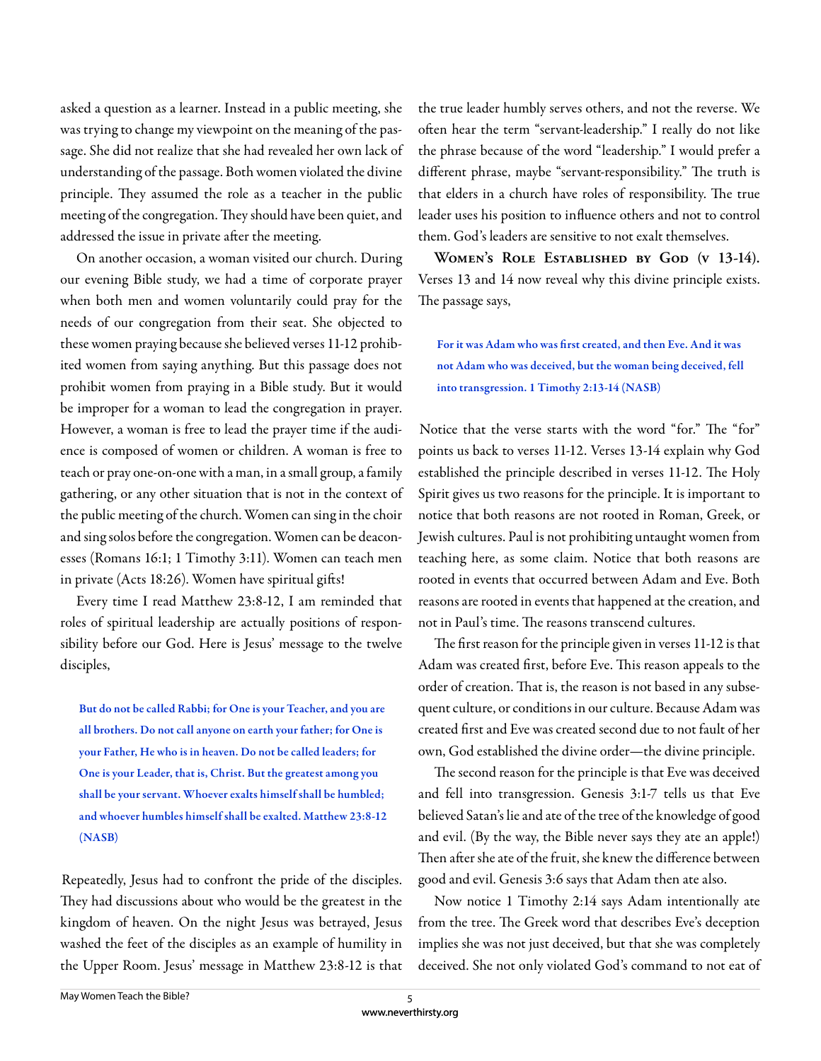asked a question as a learner. Instead in a public meeting, she was trying to change my viewpoint on the meaning of the passage. She did not realize that she had revealed her own lack of understanding of the passage. Both women violated the divine principle. They assumed the role as a teacher in the public meeting of the congregation. They should have been quiet, and addressed the issue in private after the meeting.

On another occasion, a woman visited our church. During our evening Bible study, we had a time of corporate prayer when both men and women voluntarily could pray for the needs of our congregation from their seat. She objected to these women praying because she believed verses 11-12 prohibited women from saying anything. But this passage does not prohibit women from praying in a Bible study. But it would be improper for a woman to lead the congregation in prayer. However, a woman is free to lead the prayer time if the audience is composed of women or children. A woman is free to teach or pray one-on-one with a man, in a small group, a family gathering, or any other situation that is not in the context of the public meeting of the church. Women can sing in the choir and sing solos before the congregation. Women can be deaconesses (Romans 16:1; 1 Timothy 3:11). Women can teach men in private (Acts 18:26). Women have spiritual gifts!

Every time I read Matthew 23:8-12, I am reminded that roles of spiritual leadership are actually positions of responsibility before our God. Here is Jesus' message to the twelve disciples,

> **But do not be called Rabbi; for One is your Teacher, and you are all brothers. Do not call anyone on earth your father; for One is your Father, He who is in heaven. Do not be called leaders; for One is your Leader, that is, Christ. But the greatest among you shall be your servant. Whoever exalts himself shall be humbled; and whoever humbles himself shall be exalted. Matthew 23:8-12 (NASB)**

Repeatedly, Jesus had to confront the pride of the disciples. They had discussions about who would be the greatest in the kingdom of heaven. On the night Jesus was betrayed, Jesus washed the feet of the disciples as an example of humility in the Upper Room. Jesus' message in Matthew 23:8-12 is that the true leader humbly serves others, and not the reverse. We often hear the term "servant-leadership." I really do not like the phrase because of the word "leadership." I would prefer a different phrase, maybe "servant-responsibility." The truth is that elders in a church have roles of responsibility. The true leader uses his position to influence others and not to control them. God's leaders are sensitive to not exalt themselves.

**Women's Role Established by God (v 13-14).** Verses 13 and 14 now reveal why this divine principle exists. The passage says,

> **For it was Adam who was first created, and then Eve. And it was not Adam who was deceived, but the woman being deceived, fell into transgression. 1 Timothy 2:13-14 (NASB)**

Notice that the verse starts with the word "for." The "for" points us back to verses 11-12. Verses 13-14 explain why God established the principle described in verses 11-12. The Holy Spirit gives us two reasons for the principle. It is important to notice that both reasons are not rooted in Roman, Greek, or Jewish cultures. Paul is not prohibiting untaught women from teaching here, as some claim. Notice that both reasons are rooted in events that occurred between Adam and Eve. Both reasons are rooted in events that happened at the creation, and not in Paul's time. The reasons transcend cultures.

The first reason for the principle given in verses 11-12 is that Adam was created first, before Eve. This reason appeals to the order of creation. That is, the reason is not based in any subsequent culture, or conditions in our culture. Because Adam was created first and Eve was created second due to not fault of her own, God established the divine order—the divine principle.

The second reason for the principle is that Eve was deceived and fell into transgression. Genesis 3:1-7 tells us that Eve believed Satan's lie and ate of the tree of the knowledge of good and evil. (By the way, the Bible never says they ate an apple!) Then after she ate of the fruit, she knew the difference between good and evil. Genesis 3:6 says that Adam then ate also.

Now notice 1 Timothy 2:14 says Adam intentionally ate from the tree. The Greek word that describes Eve's deception implies she was not just deceived, but that she was completely deceived. She not only violated God's command to not eat of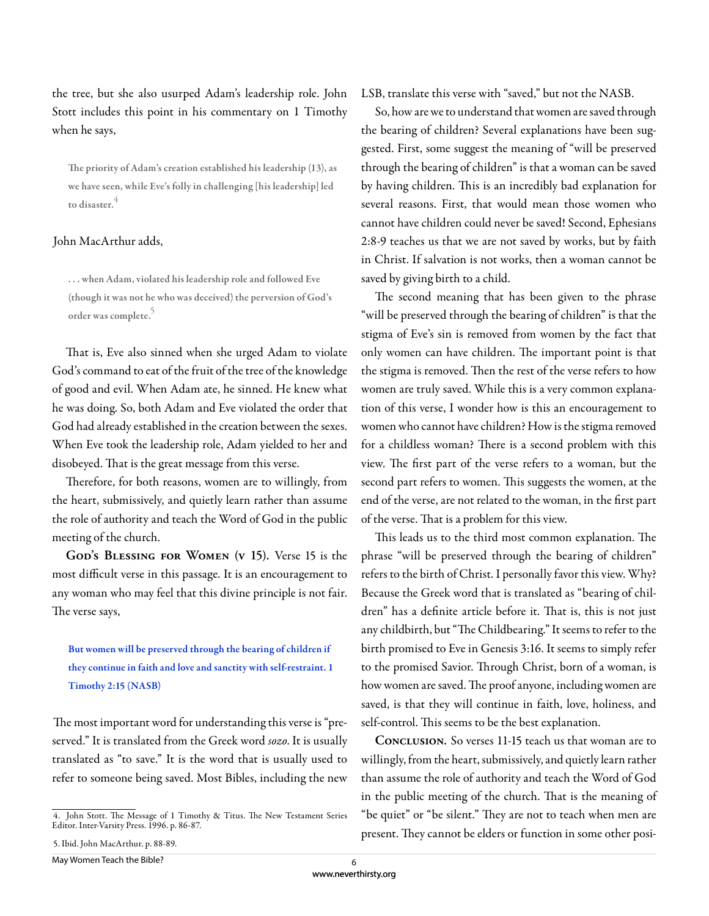the tree, but she also usurped Adam's leadership role. John Stott includes this point in his commentary on 1 Timothy when he says,

> **The priority of Adam's creation established his leadership (13), as we have seen, while Eve's folly in challenging [his leadership] led to disaster.**[4]

John MacArthur adds,

> **. . . when Adam, violated his leadership role and followed Eve (though it was not he who was deceived) the perversion of God's order was complete.**[5]

That is, Eve also sinned when she urged Adam to violate God's command to eat of the fruit of the tree of the knowledge of good and evil. When Adam ate, he sinned. He knew what he was doing. So, both Adam and Eve violated the order that God had already established in the creation between the sexes. When Eve took the leadership role, Adam yielded to her and disobeyed. That is the great message from this verse.

Therefore, for both reasons, women are to willingly, from the heart, submissively, and quietly learn rather than assume the role of authority and teach the Word of God in the public meeting of the church.

**God's Blessing for Women (v 15).** Verse 15 is the most difficult verse in this passage. It is an encouragement to any woman who may feel that this divine principle is not fair. The verse says,

> **But women will be preserved through the bearing of children if they continue in faith and love and sanctity with self-restraint. 1 Timothy 2:15 (NASB)**

The most important word for understanding this verse is "preserved." It is translated from the Greek word *sozo*. It is usually translated as "to save." It is the word that is usually used to refer to someone being saved. Most Bibles, including the new LSB, translate this verse with "saved," but not the NASB.

So, how are we to understand that women are saved through the bearing of children? Several explanations have been suggested. First, some suggest the meaning of "will be preserved through the bearing of children" is that a woman can be saved by having children. This is an incredibly bad explanation for several reasons. First, that would mean those women who cannot have children could never be saved! Second, Ephesians 2:8-9 teaches us that we are not saved by works, but by faith in Christ. If salvation is not works, then a woman cannot be saved by giving birth to a child.

The second meaning that has been given to the phrase "will be preserved through the bearing of children" is that the stigma of Eve's sin is removed from women by the fact that only women can have children. The important point is that the stigma is removed. Then the rest of the verse refers to how women are truly saved. While this is a very common explanation of this verse, I wonder how is this an encouragement to women who cannot have children? How is the stigma removed for a childless woman? There is a second problem with this view. The first part of the verse refers to a woman, but the second part refers to women. This suggests the women, at the end of the verse, are not related to the woman, in the first part of the verse. That is a problem for this view.

This leads us to the third most common explanation. The phrase "will be preserved through the bearing of children" refers to the birth of Christ. I personally favor this view. Why? Because the Greek word that is translated as "bearing of children" has a definite article before it. That is, this is not just any childbirth, but "The Childbearing." It seems to refer to the birth promised to Eve in Genesis 3:16. It seems to simply refer to the promised Savior. Through Christ, born of a woman, is how women are saved. The proof anyone, including women are saved, is that they will continue in faith, love, holiness, and self-control. This seems to be the best explanation.

**Conclusion.** So verses 11-15 teach us that woman are to willingly, from the heart, submissively, and quietly learn rather than assume the role of authority and teach the Word of God in the public meeting of the church. That is the meaning of "be quiet" or "be silent." They are not to teach when men are present. They cannot be elders or function in some other posi-

---

4. John Stott. The Message of 1 Timothy & Titus. The New Testament Series Editor. Inter-Varsity Press. 1996. p. 86-87.

5. Ibid. John MacArthur. p. 88-89.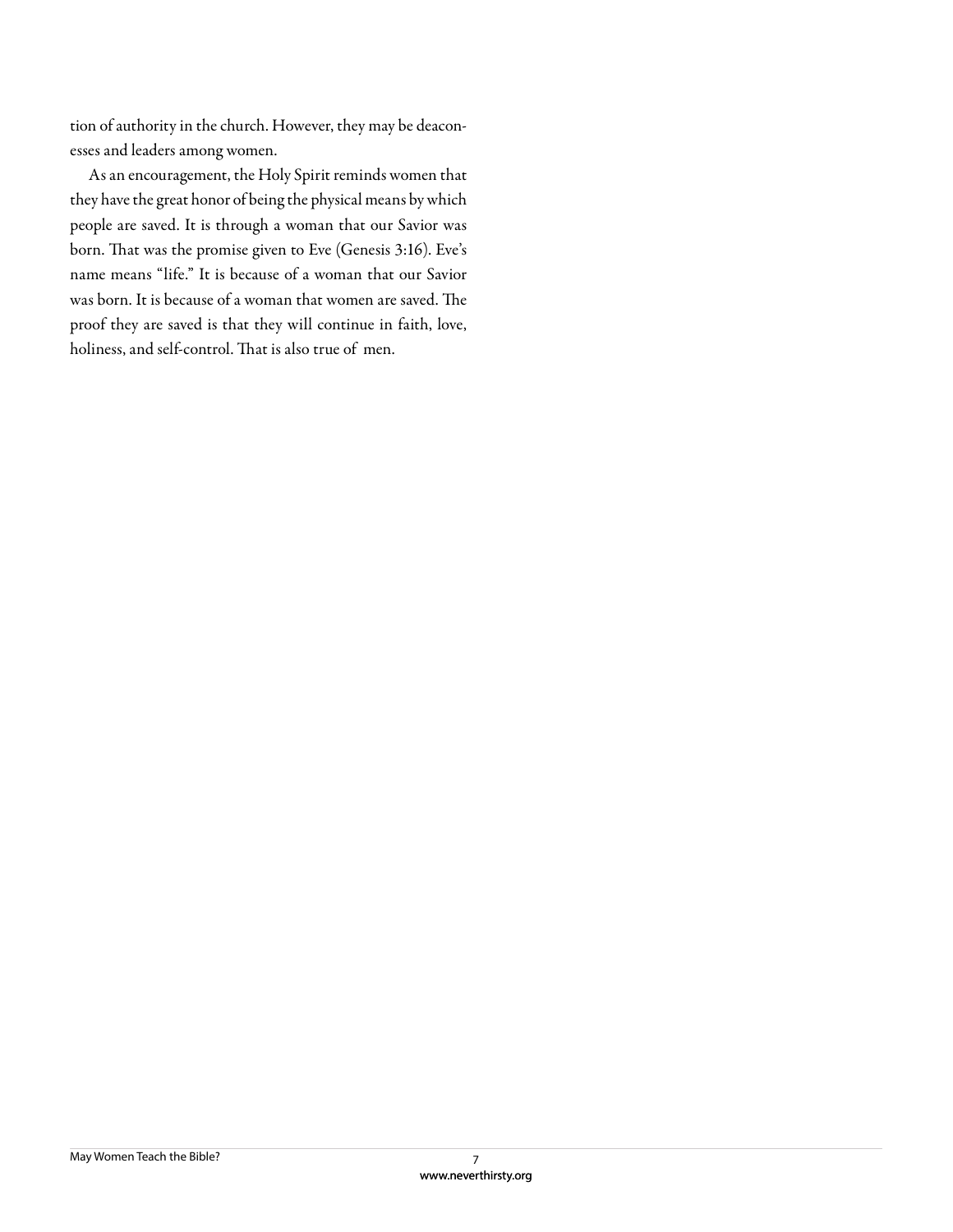tion of authority in the church. However, they may be deaconesses and leaders among women.

As an encouragement, the Holy Spirit reminds women that they have the great honor of being the physical means by which people are saved. It is through a woman that our Savior was born. That was the promise given to Eve (Genesis 3:16). Eve's name means "life." It is because of a woman that our Savior was born. It is because of a woman that women are saved. The proof they are saved is that they will continue in faith, love, holiness, and self-control. That is also true of men.